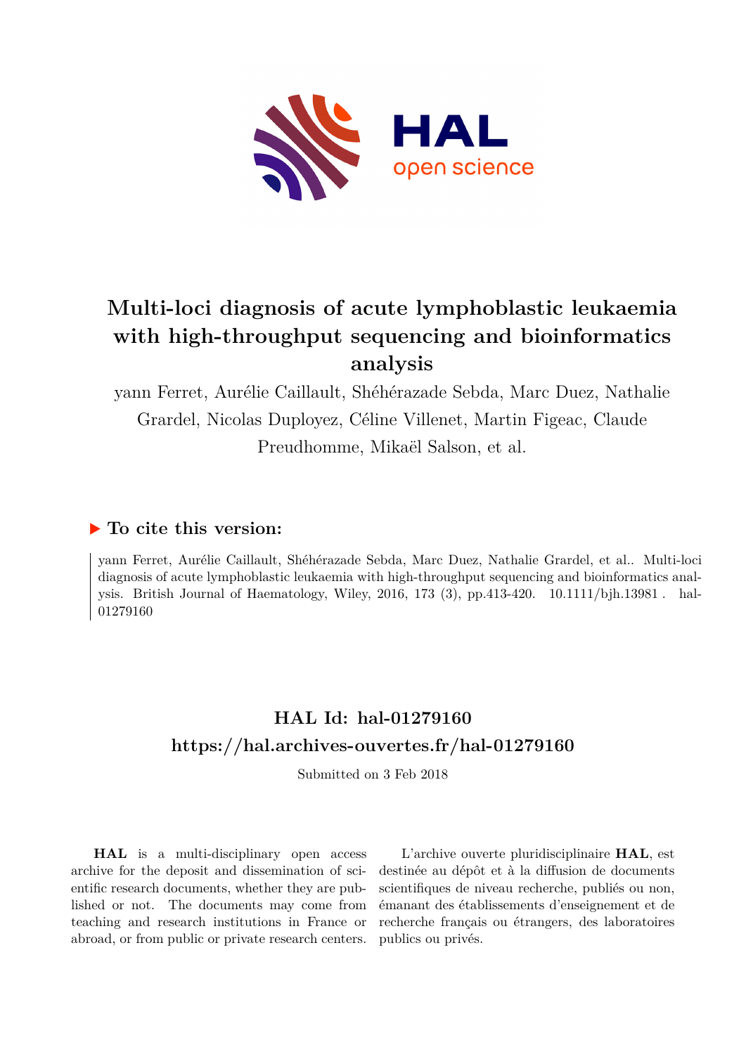# Multi-loci diagnosis of acute lymphoblastic leukaemia with high-throughput sequencing and bioinformatics analysis

yann Ferret, Aurélie Caillault, Shéhérazade Sebda, Marc Duez, Nathalie Grardel, Nicolas Duployez, Céline Villenet, Martin Figeac, Claude Preudhomme, Mikaël Salson, et al.

## ▶ To cite this version:

yann Ferret, Aurélie Caillault, Shéhérazade Sebda, Marc Duez, Nathalie Grardel, et al.. Multi-loci diagnosis of acute lymphoblastic leukaemia with high-throughput sequencing and bioinformatics analysis. British Journal of Haematology, Wiley, 2016, 173 (3), pp.413-420. 10.1111/bjh.13981 . hal-01279160

## HAL Id: hal-01279160
## https://hal.archives-ouvertes.fr/hal-01279160

Submitted on 3 Feb 2018

**HAL** is a multi-disciplinary open access archive for the deposit and dissemination of scientific research documents, whether they are published or not. The documents may come from teaching and research institutions in France or abroad, or from public or private research centers.

L'archive ouverte pluridisciplinaire **HAL**, est destinée au dépôt et à la diffusion de documents scientifiques de niveau recherche, publiés ou non, émanant des établissements d'enseignement et de recherche français ou étrangers, des laboratoires publics ou privés.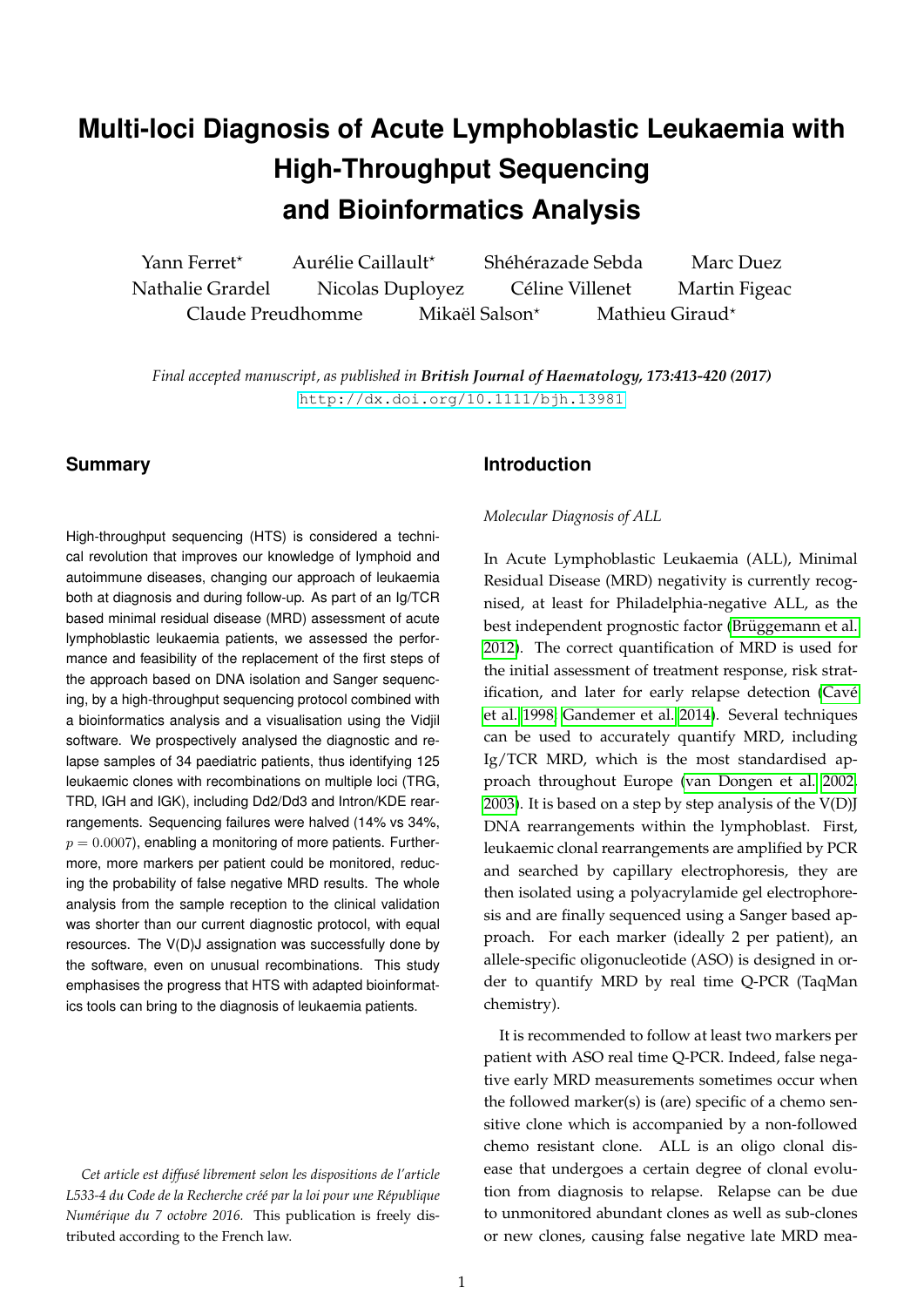# Multi-loci Diagnosis of Acute Lymphoblastic Leukaemia with High-Throughput Sequencing and Bioinformatics Analysis

Yann Ferret* Aurélie Caillault* Shéhérazade Sebda Marc Duez Nathalie Grardel Nicolas Duployez Céline Villenet Martin Figeac Claude Preudhomme Mikaël Salson* Mathieu Giraud*

*Final accepted manuscript, as published in* ***British Journal of Haematology, 173:413-420 (2017)***
http://dx.doi.org/10.1111/bjh.13981

## Summary

High-throughput sequencing (HTS) is considered a technical revolution that improves our knowledge of lymphoid and autoimmune diseases, changing our approach of leukaemia both at diagnosis and during follow-up. As part of an Ig/TCR based minimal residual disease (MRD) assessment of acute lymphoblastic leukaemia patients, we assessed the performance and feasibility of the replacement of the first steps of the approach based on DNA isolation and Sanger sequencing, by a high-throughput sequencing protocol combined with a bioinformatics analysis and a visualisation using the Vidjil software. We prospectively analysed the diagnostic and relapse samples of 34 paediatric patients, thus identifying 125 leukaemic clones with recombinations on multiple loci (TRG, TRD, IGH and IGK), including Dd2/Dd3 and Intron/KDE rearrangements. Sequencing failures were halved (14% vs 34%, $p = 0.0007$), enabling a monitoring of more patients. Furthermore, more markers per patient could be monitored, reducing the probability of false negative MRD results. The whole analysis from the sample reception to the clinical validation was shorter than our current diagnostic protocol, with equal resources. The V(D)J assignation was successfully done by the software, even on unusual recombinations. This study emphasises the progress that HTS with adapted bioinformatics tools can bring to the diagnosis of leukaemia patients.

*Cet article est diffusé librement selon les dispositions de l'article L533-4 du Code de la Recherche créé par la loi pour une République Numérique du 7 octobre 2016.* This publication is freely distributed according to the French law.

## Introduction

### *Molecular Diagnosis of ALL*

In Acute Lymphoblastic Leukaemia (ALL), Minimal Residual Disease (MRD) negativity is currently recognised, at least for Philadelphia-negative ALL, as the best independent prognostic factor (Brüggemann et al. 2012). The correct quantification of MRD is used for the initial assessment of treatment response, risk stratification, and later for early relapse detection (Cavé et al. 1998; Gandemer et al. 2014). Several techniques can be used to accurately quantify MRD, including Ig/TCR MRD, which is the most standardised approach throughout Europe (van Dongen et al. 2002, 2003). It is based on a step by step analysis of the V(D)J DNA rearrangements within the lymphoblast. First, leukaemic clonal rearrangements are amplified by PCR and searched by capillary electrophoresis, they are then isolated using a polyacrylamide gel electrophoresis and are finally sequenced using a Sanger based approach. For each marker (ideally 2 per patient), an allele-specific oligonucleotide (ASO) is designed in order to quantify MRD by real time Q-PCR (TaqMan chemistry).

It is recommended to follow at least two markers per patient with ASO real time Q-PCR. Indeed, false negative early MRD measurements sometimes occur when the followed marker(s) is (are) specific of a chemo sensitive clone which is accompanied by a non-followed chemo resistant clone. ALL is an oligo clonal disease that undergoes a certain degree of clonal evolution from diagnosis to relapse. Relapse can be due to unmonitored abundant clones as well as sub-clones or new clones, causing false negative late MRD mea-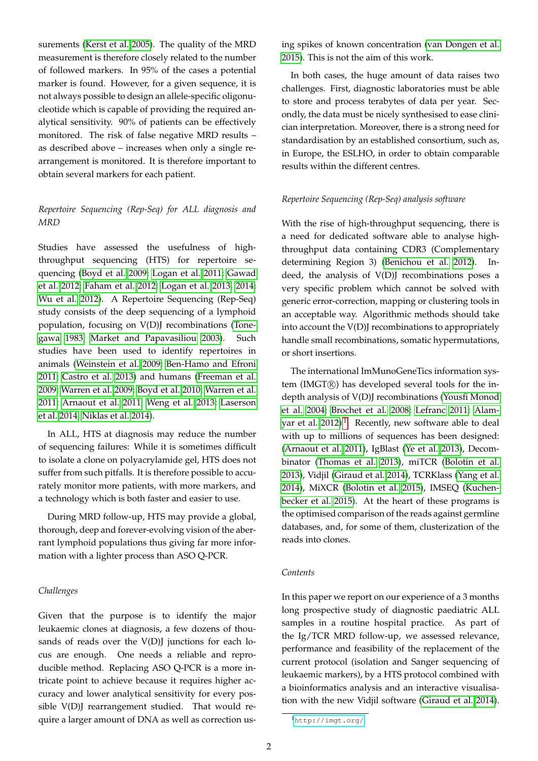surements (Kerst et al. 2005). The quality of the MRD measurement is therefore closely related to the number of followed markers. In 95% of the cases a potential marker is found. However, for a given sequence, it is not always possible to design an allele-specific oligonucleotide which is capable of providing the required analytical sensitivity. 90% of patients can be effectively monitored. The risk of false negative MRD results – as described above – increases when only a single rearrangement is monitored. It is therefore important to obtain several markers for each patient.

*Repertoire Sequencing (Rep-Seq) for ALL diagnosis and MRD*

Studies have assessed the usefulness of high-throughput sequencing (HTS) for repertoire sequencing (Boyd et al. 2009; Logan et al. 2011; Gawad et al. 2012; Faham et al. 2012; Logan et al. 2013, 2014; Wu et al. 2012). A Repertoire Sequencing (Rep-Seq) study consists of the deep sequencing of a lymphoid population, focusing on V(D)J recombinations (Tonegawa 1983; Market and Papavasiliou 2003). Such studies have been used to identify repertoires in animals (Weinstein et al. 2009; Ben-Hamo and Efroni 2011; Castro et al. 2013) and humans (Freeman et al. 2009; Warren et al. 2009; Boyd et al. 2010; Warren et al. 2011; Arnaout et al. 2011; Weng et al. 2013; Laserson et al. 2014; Niklas et al. 2014).

In ALL, HTS at diagnosis may reduce the number of sequencing failures: While it is sometimes difficult to isolate a clone on polyacrylamide gel, HTS does not suffer from such pitfalls. It is therefore possible to accurately monitor more patients, with more markers, and a technology which is both faster and easier to use.

During MRD follow-up, HTS may provide a global, thorough, deep and forever-evolving vision of the aberrant lymphoid populations thus giving far more information with a lighter process than ASO Q-PCR.

*Challenges*

Given that the purpose is to identify the major leukaemic clones at diagnosis, a few dozens of thousands of reads over the V(D)J junctions for each locus are enough. One needs a reliable and reproducible method. Replacing ASO Q-PCR is a more intricate point to achieve because it requires higher accuracy and lower analytical sensitivity for every possible V(D)J rearrangement studied. That would require a larger amount of DNA as well as correction using spikes of known concentration (van Dongen et al. 2015). This is not the aim of this work.

In both cases, the huge amount of data raises two challenges. First, diagnostic laboratories must be able to store and process terabytes of data per year. Secondly, the data must be nicely synthesised to ease clinician interpretation. Moreover, there is a strong need for standardisation by an established consortium, such as, in Europe, the ESLHO, in order to obtain comparable results within the different centres.

*Repertoire Sequencing (Rep-Seq) analysis software*

With the rise of high-throughput sequencing, there is a need for dedicated software able to analyse high-throughput data containing CDR3 (Complementary determining Region 3) (Benichou et al. 2012). Indeed, the analysis of V(D)J recombinations poses a very specific problem which cannot be solved with generic error-correction, mapping or clustering tools in an acceptable way. Algorithmic methods should take into account the V(D)J recombinations to appropriately handle small recombinations, somatic hypermutations, or short insertions.

The international ImMunoGeneTics information system (IMGT®) has developed several tools for the in-depth analysis of V(D)J recombinations (Yousfi Monod et al. 2004; Brochet et al. 2008; Lefranc 2011; Alamyar et al. 2012)[1]. Recently, new software able to deal with up to millions of sequences has been designed: (Arnaout et al. 2011), IgBlast (Ye et al. 2013), Decombinator (Thomas et al. 2013), miTCR (Bolotin et al. 2013), Vidjil (Giraud et al. 2014), TCRKlass (Yang et al. 2014), MiXCR (Bolotin et al. 2015), IMSEQ (Kuchenbecker et al. 2015). At the heart of these programs is the optimised comparison of the reads against germline databases, and, for some of them, clusterization of the reads into clones.

*Contents*

In this paper we report on our experience of a 3 months long prospective study of diagnostic paediatric ALL samples in a routine hospital practice. As part of the Ig/TCR MRD follow-up, we assessed relevance, performance and feasibility of the replacement of the current protocol (isolation and Sanger sequencing of leukaemic markers), by a HTS protocol combined with a bioinformatics analysis and an interactive visualisation with the new Vidjil software (Giraud et al. 2014).

[1] http://imgt.org/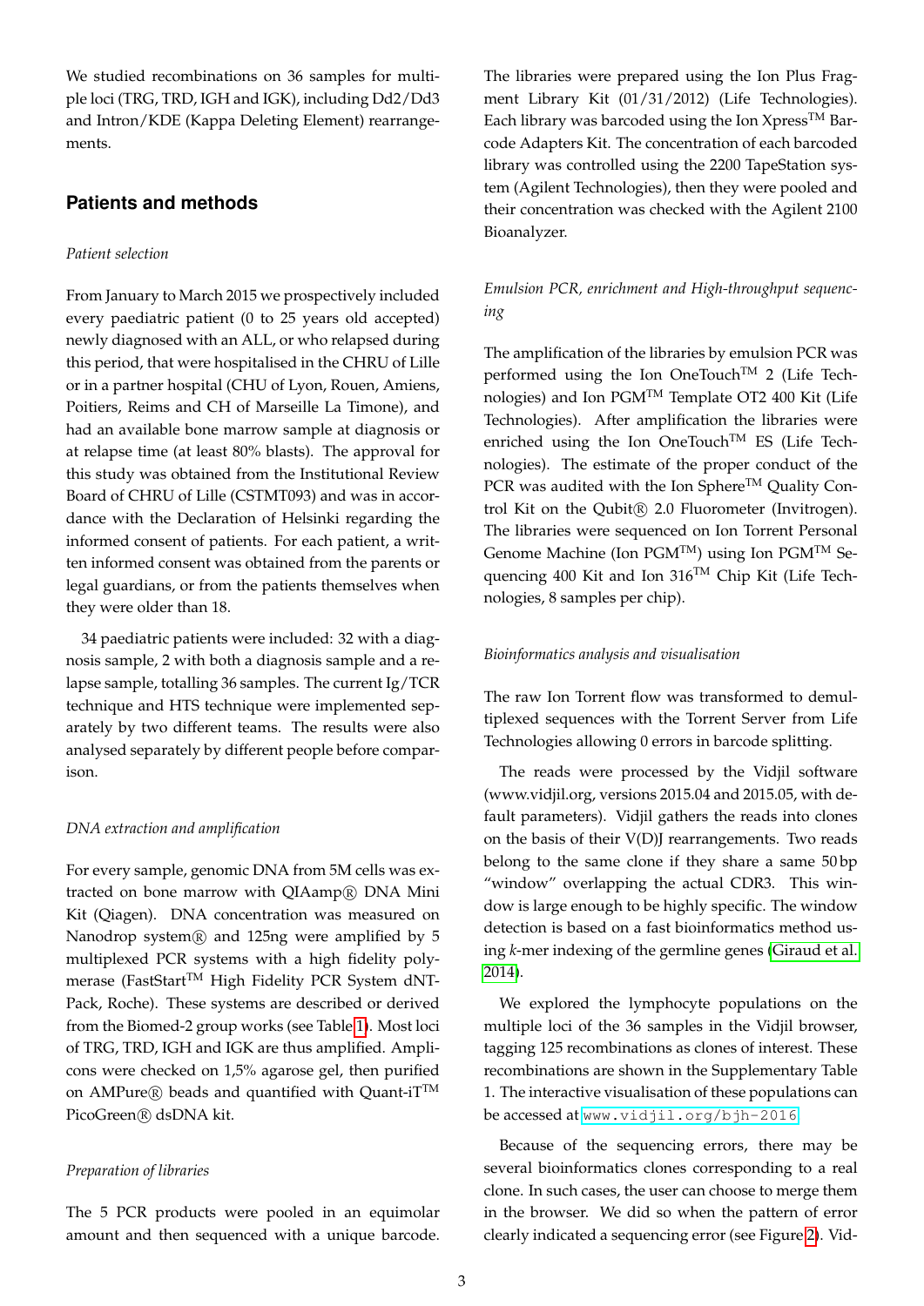We studied recombinations on 36 samples for multiple loci (TRG, TRD, IGH and IGK), including Dd2/Dd3 and Intron/KDE (Kappa Deleting Element) rearrangements.

## Patients and methods

*Patient selection*

From January to March 2015 we prospectively included every paediatric patient (0 to 25 years old accepted) newly diagnosed with an ALL, or who relapsed during this period, that were hospitalised in the CHRU of Lille or in a partner hospital (CHU of Lyon, Rouen, Amiens, Poitiers, Reims and CH of Marseille La Timone), and had an available bone marrow sample at diagnosis or at relapse time (at least 80% blasts). The approval for this study was obtained from the Institutional Review Board of CHRU of Lille (CSTMT093) and was in accordance with the Declaration of Helsinki regarding the informed consent of patients. For each patient, a written informed consent was obtained from the parents or legal guardians, or from the patients themselves when they were older than 18.

34 paediatric patients were included: 32 with a diagnosis sample, 2 with both a diagnosis sample and a relapse sample, totalling 36 samples. The current Ig/TCR technique and HTS technique were implemented separately by two different teams. The results were also analysed separately by different people before comparison.

*DNA extraction and amplification*

For every sample, genomic DNA from 5M cells was extracted on bone marrow with QIAamp® DNA Mini Kit (Qiagen). DNA concentration was measured on Nanodrop system® and 125ng were amplified by 5 multiplexed PCR systems with a high fidelity polymerase (FastStart™ High Fidelity PCR System dNTPack, Roche). These systems are described or derived from the Biomed-2 group works (see Table 1). Most loci of TRG, TRD, IGH and IGK are thus amplified. Amplicons were checked on 1,5% agarose gel, then purified on AMPure® beads and quantified with Quant-iT™ PicoGreen® dsDNA kit.

*Preparation of libraries*

The 5 PCR products were pooled in an equimolar amount and then sequenced with a unique barcode. The libraries were prepared using the Ion Plus Fragment Library Kit (01/31/2012) (Life Technologies). Each library was barcoded using the Ion Xpress™ Barcode Adapters Kit. The concentration of each barcoded library was controlled using the 2200 TapeStation system (Agilent Technologies), then they were pooled and their concentration was checked with the Agilent 2100 Bioanalyzer.

*Emulsion PCR, enrichment and High-throughput sequencing*

The amplification of the libraries by emulsion PCR was performed using the Ion OneTouch™ 2 (Life Technologies) and Ion PGM™ Template OT2 400 Kit (Life Technologies). After amplification the libraries were enriched using the Ion OneTouch™ ES (Life Technologies). The estimate of the proper conduct of the PCR was audited with the Ion Sphere™ Quality Control Kit on the Qubit® 2.0 Fluorometer (Invitrogen). The libraries were sequenced on Ion Torrent Personal Genome Machine (Ion PGM™) using Ion PGM™ Sequencing 400 Kit and Ion 316™ Chip Kit (Life Technologies, 8 samples per chip).

*Bioinformatics analysis and visualisation*

The raw Ion Torrent flow was transformed to demultiplexed sequences with the Torrent Server from Life Technologies allowing 0 errors in barcode splitting.

The reads were processed by the Vidjil software (www.vidjil.org, versions 2015.04 and 2015.05, with default parameters). Vidjil gathers the reads into clones on the basis of their V(D)J rearrangements. Two reads belong to the same clone if they share a same 50 bp "window" overlapping the actual CDR3. This window is large enough to be highly specific. The window detection is based on a fast bioinformatics method using *k*-mer indexing of the germline genes (Giraud et al. 2014).

We explored the lymphocyte populations on the multiple loci of the 36 samples in the Vidjil browser, tagging 125 recombinations as clones of interest. These recombinations are shown in the Supplementary Table 1. The interactive visualisation of these populations can be accessed at `www.vidjil.org/bjh-2016`.

Because of the sequencing errors, there may be several bioinformatics clones corresponding to a real clone. In such cases, the user can choose to merge them in the browser. We did so when the pattern of error clearly indicated a sequencing error (see Figure 2). Vid-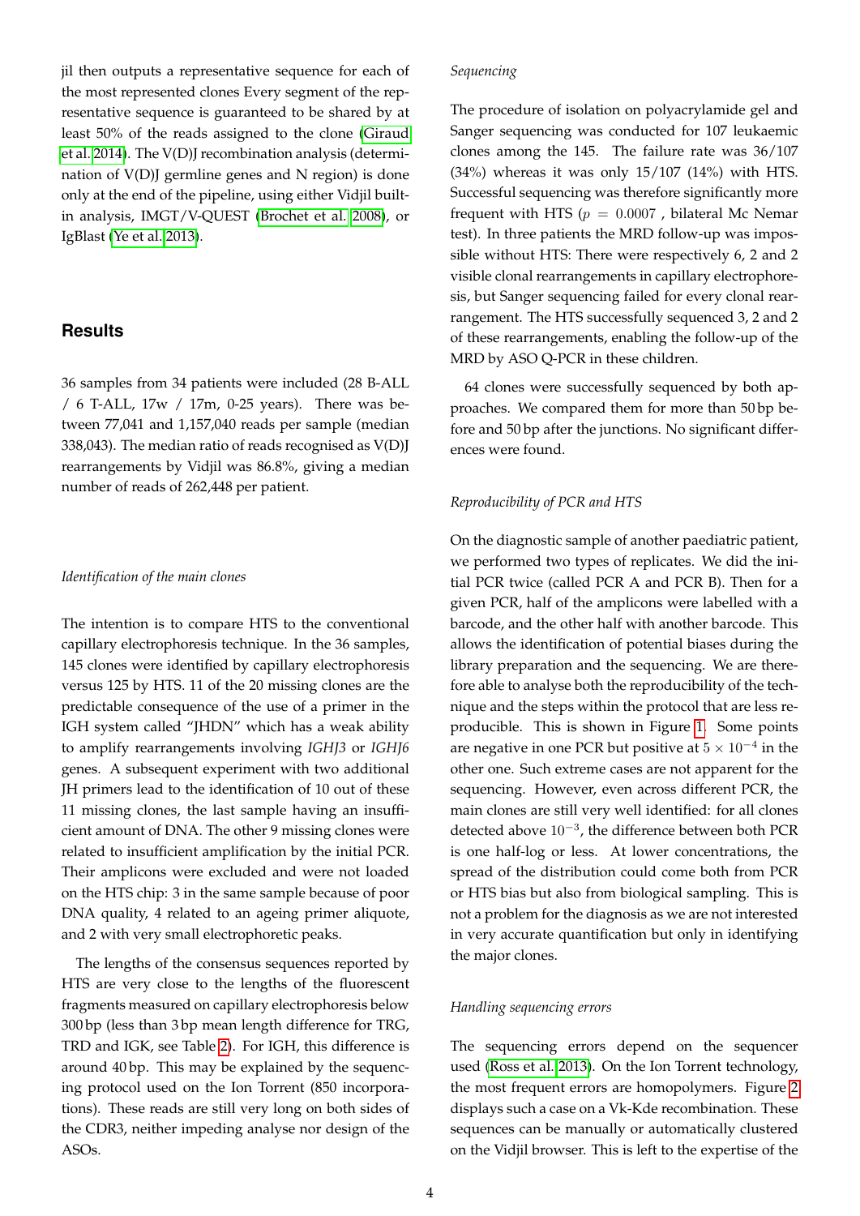jil then outputs a representative sequence for each of the most represented clones Every segment of the representative sequence is guaranteed to be shared by at least 50% of the reads assigned to the clone (Giraud et al. 2014). The V(D)J recombination analysis (determination of V(D)J germline genes and N region) is done only at the end of the pipeline, using either Vidjil built-in analysis, IMGT/V-QUEST (Brochet et al. 2008), or IgBlast (Ye et al. 2013).

## Results

36 samples from 34 patients were included (28 B-ALL / 6 T-ALL, 17w / 17m, 0-25 years). There was between 77,041 and 1,157,040 reads per sample (median 338,043). The median ratio of reads recognised as V(D)J rearrangements by Vidjil was 86.8%, giving a median number of reads of 262,448 per patient.

### *Identification of the main clones*

The intention is to compare HTS to the conventional capillary electrophoresis technique. In the 36 samples, 145 clones were identified by capillary electrophoresis versus 125 by HTS. 11 of the 20 missing clones are the predictable consequence of the use of a primer in the IGH system called "JHDN" which has a weak ability to amplify rearrangements involving *IGHJ3* or *IGHJ6* genes. A subsequent experiment with two additional JH primers lead to the identification of 10 out of these 11 missing clones, the last sample having an insufficient amount of DNA. The other 9 missing clones were related to insufficient amplification by the initial PCR. Their amplicons were excluded and were not loaded on the HTS chip: 3 in the same sample because of poor DNA quality, 4 related to an ageing primer aliquote, and 2 with very small electrophoretic peaks.

The lengths of the consensus sequences reported by HTS are very close to the lengths of the fluorescent fragments measured on capillary electrophoresis below 300 bp (less than 3 bp mean length difference for TRG, TRD and IGK, see Table 2). For IGH, this difference is around 40 bp. This may be explained by the sequencing protocol used on the Ion Torrent (850 incorporations). These reads are still very long on both sides of the CDR3, neither impeding analyse nor design of the ASOs.

### *Sequencing*

The procedure of isolation on polyacrylamide gel and Sanger sequencing was conducted for 107 leukaemic clones among the 145. The failure rate was 36/107 (34%) whereas it was only 15/107 (14%) with HTS. Successful sequencing was therefore significantly more frequent with HTS ($p = 0.0007$ , bilateral Mc Nemar test). In three patients the MRD follow-up was impossible without HTS: There were respectively 6, 2 and 2 visible clonal rearrangements in capillary electrophoresis, but Sanger sequencing failed for every clonal rearrangement. The HTS successfully sequenced 3, 2 and 2 of these rearrangements, enabling the follow-up of the MRD by ASO Q-PCR in these children.

64 clones were successfully sequenced by both approaches. We compared them for more than 50 bp before and 50 bp after the junctions. No significant differences were found.

### *Reproducibility of PCR and HTS*

On the diagnostic sample of another paediatric patient, we performed two types of replicates. We did the initial PCR twice (called PCR A and PCR B). Then for a given PCR, half of the amplicons were labelled with a barcode, and the other half with another barcode. This allows the identification of potential biases during the library preparation and the sequencing. We are therefore able to analyse both the reproducibility of the technique and the steps within the protocol that are less reproducible. This is shown in Figure 1. Some points are negative in one PCR but positive at $5 \times 10^{-4}$ in the other one. Such extreme cases are not apparent for the sequencing. However, even across different PCR, the main clones are still very well identified: for all clones detected above $10^{-3}$, the difference between both PCR is one half-log or less. At lower concentrations, the spread of the distribution could come both from PCR or HTS bias but also from biological sampling. This is not a problem for the diagnosis as we are not interested in very accurate quantification but only in identifying the major clones.

### *Handling sequencing errors*

The sequencing errors depend on the sequencer used (Ross et al. 2013). On the Ion Torrent technology, the most frequent errors are homopolymers. Figure 2 displays such a case on a Vk-Kde recombination. These sequences can be manually or automatically clustered on the Vidjil browser. This is left to the expertise of the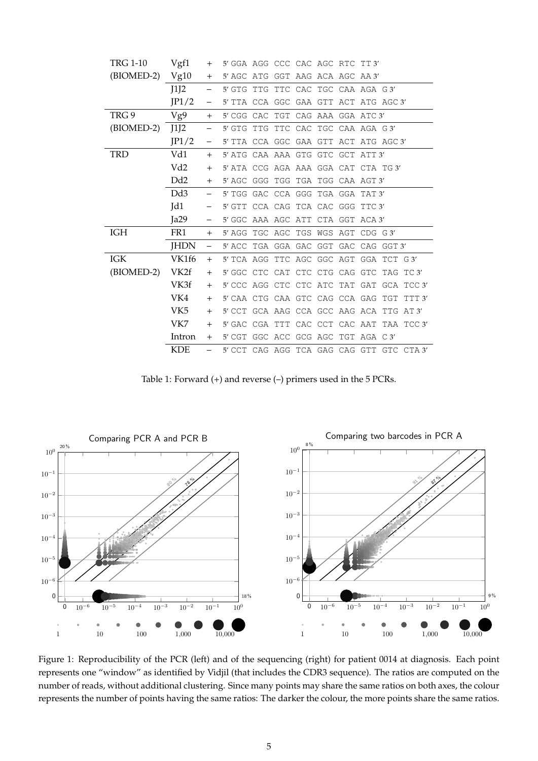| | | | |
|---|---|---|---|
| TRG 1-10 | Vgf1 | + | 5′ GGA AGG CCC CAC AGC RTC TT 3′ |
| (BIOMED-2) | Vg10 | + | 5′ AGC ATG GGT AAG ACA AGC AA 3′ |
| | J1J2 | – | 5′ GTG TTG TTC CAC TGC CAA AGA G 3′ |
| | JP1/2 | – | 5′ TTA CCA GGC GAA GTT ACT ATG AGC 3′ |
| TRG 9 | Vg9 | + | 5′ CGG CAC TGT CAG AAA GGA ATC 3′ |
| (BIOMED-2) | J1J2 | – | 5′ GTG TTG TTC CAC TGC CAA AGA G 3′ |
| | JP1/2 | – | 5′ TTA CCA GGC GAA GTT ACT ATG AGC 3′ |
| TRD | Vd1 | + | 5′ ATG CAA AAA GTG GTC GCT ATT 3′ |
| | Vd2 | + | 5′ ATA CCG AGA AAA GGA CAT CTA TG 3′ |
| | Dd2 | + | 5′ AGC GGG TGG TGA TGG CAA AGT 3′ |
| | Dd3 | – | 5′ TGG GAC CCA GGG TGA GGA TAT 3′ |
| | Jd1 | – | 5′ GTT CCA CAG TCA CAC GGG TTC 3′ |
| | Ja29 | – | 5′ GGC AAA AGC ATT CTA GGT ACA 3′ |
| IGH | FR1 | + | 5′ AGG TGC AGC TGS WGS AGT CDG G 3′ |
| | JHDN | – | 5′ ACC TGA GGA GAC GGT GAC CAG GGT 3′ |
| IGK | VK1f6 | + | 5′ TCA AGG TTC AGC GGC AGT GGA TCT G 3′ |
| (BIOMED-2) | VK2f | + | 5′ GGC CTC CAT CTC CTG CAG GTC TAG TC 3′ |
| | VK3f | + | 5′ CCC AGG CTC CTC ATC TAT GAT GCA TCC 3′ |
| | VK4 | + | 5′ CAA CTG CAA GTC CAG CCA GAG TGT TTT 3′ |
| | VK5 | + | 5′ CCT GCA AAG CCA GCC AAG ACA TTG AT 3′ |
| | VK7 | + | 5′ GAC CGA TTT CAC CCT CAC AAT TAA TCC 3′ |
| | Intron | + | 5′ CGT GGC ACC GCG AGC TGT AGA C 3′ |
| | KDE | – | 5′ CCT CAG AGG TCA GAG CAG GTT GTC CTA 3′ |

Table 1: Forward (+) and reverse (–) primers used in the 5 PCRs.

Figure 1: Reproducibility of the PCR (left) and of the sequencing (right) for patient 0014 at diagnosis. Each point represents one "window" as identified by Vidjil (that includes the CDR3 sequence). The ratios are computed on the number of reads, without additional clustering. Since many points may share the same ratios on both axes, the colour represents the number of points having the same ratios: The darker the colour, the more points share the same ratios.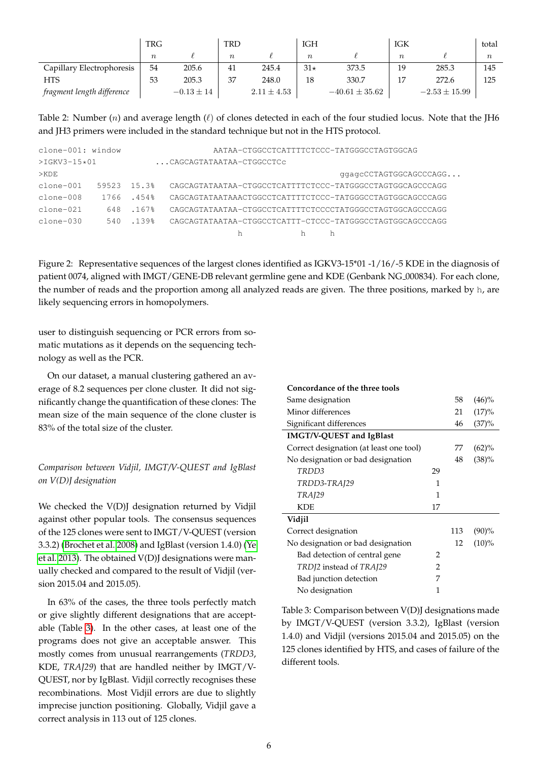| | TRG | | TRD | | IGH | | IGK | | total |
|---|---|---|---|---|---|---|---|---|---|
| | $n$ | $\ell$ | $n$ | $\ell$ | $n$ | $\ell$ | $n$ | $\ell$ | $n$ |
| Capillary Electrophoresis | 54 | 205.6 | 41 | 245.4 | 31⋆ | 373.5 | 19 | 285.3 | 145 |
| HTS | 53 | 205.3 | 37 | 248.0 | 18 | 330.7 | 17 | 272.6 | 125 |
| *fragment length difference* | | $-0.13 \pm 14$ | | $2.11 \pm 4.53$ | | $-40.61 \pm 35.62$ | | $-2.53 \pm 15.99$ | |

Table 2: Number ($n$) and average length ($\ell$) of clones detected in each of the four studied locus. Note that the JH6 and JH3 primers were included in the standard technique but not in the HTS protocol.

```
clone-001: window                    AATAA-CTGGCCTCATTTTCTCCC-TATGGGCCTAGTGGCAG
>IGKV3-15*01             ...CAGCAGTATAATAA-CTGGCCTCc
>KDE                                                     ggagcCCTAGTGGCAGCCCAGG...
clone-001   59523  15.3%  CAGCAGTATAATAA-CTGGCCTCATTTTCTCCC-TATGGGCCTAGTGGCAGCCCAGG
clone-008    1766  .454%  CAGCAGTATAATAAACTGGCCTCATTTTCTCCC-TATGGGCCTAGTGGCAGCCCAGG
clone-021     648  .167%  CAGCAGTATAATAA-CTGGCCTCATTTTCTCCCCTATGGGCCTAGTGGCAGCCCAGG
clone-030     540  .139%  CAGCAGTATAATAA-CTGGCCTCATTT-CTCCC-TATGGGCCTAGTGGCAGCCCAGG
                                        h            h     h
```

Figure 2: Representative sequences of the largest clones identified as IGKV3-15*01 -1/16/-5 KDE in the diagnosis of patient 0074, aligned with IMGT/GENE-DB relevant germline gene and KDE (Genbank NG_000834). For each clone, the number of reads and the proportion among all analyzed reads are given. The three positions, marked by h, are likely sequencing errors in homopolymers.

user to distinguish sequencing or PCR errors from somatic mutations as it depends on the sequencing technology as well as the PCR.

On our dataset, a manual clustering gathered an average of 8.2 sequences per clone cluster. It did not significantly change the quantification of these clones: The mean size of the main sequence of the clone cluster is 83% of the total size of the cluster.

*Comparison between Vidjil, IMGT/V-QUEST and IgBlast on V(D)J designation*

We checked the V(D)J designation returned by Vidjil against other popular tools. The consensus sequences of the 125 clones were sent to IMGT/V-QUEST (version 3.3.2) (Brochet et al. 2008) and IgBlast (version 1.4.0) (Ye et al. 2013). The obtained V(D)J designations were manually checked and compared to the result of Vidjil (version 2015.04 and 2015.05).

In 63% of the cases, the three tools perfectly match or give slightly different designations that are acceptable (Table 3). In the other cases, at least one of the programs does not give an acceptable answer. This mostly comes from unusual rearrangements (*TRDD3*, KDE, *TRAJ29*) that are handled neither by IMGT/V-QUEST, nor by IgBlast. Vidjil correctly recognises these recombinations. Most Vidjil errors are due to slightly imprecise junction positioning. Globally, Vidjil gave a correct analysis in 113 out of 125 clones.

| **Concordance of the three tools** | | | |
|---|---|---|---|
| Same designation | | 58 | (46)% |
| Minor differences | | 21 | (17)% |
| Significant differences | | 46 | (37)% |
| **IMGT/V-QUEST and IgBlast** | | | |
| Correct designation (at least one tool) | | 77 | (62)% |
| No designation or bad designation | | 48 | (38)% |
| *TRDD3* | 29 | | |
| *TRDD3-TRAJ29* | 1 | | |
| *TRAJ29* | 1 | | |
| KDE | 17 | | |
| **Vidjil** | | | |
| Correct designation | | 113 | (90)% |
| No designation or bad designation | | 12 | (10)% |
| Bad detection of central gene | 2 | | |
| *TRDJ2* instead of *TRAJ29* | 2 | | |
| Bad junction detection | 7 | | |
| No designation | 1 | | |

Table 3: Comparison between V(D)J designations made by IMGT/V-QUEST (version 3.3.2), IgBlast (version 1.4.0) and Vidjil (versions 2015.04 and 2015.05) on the 125 clones identified by HTS, and cases of failure of the different tools.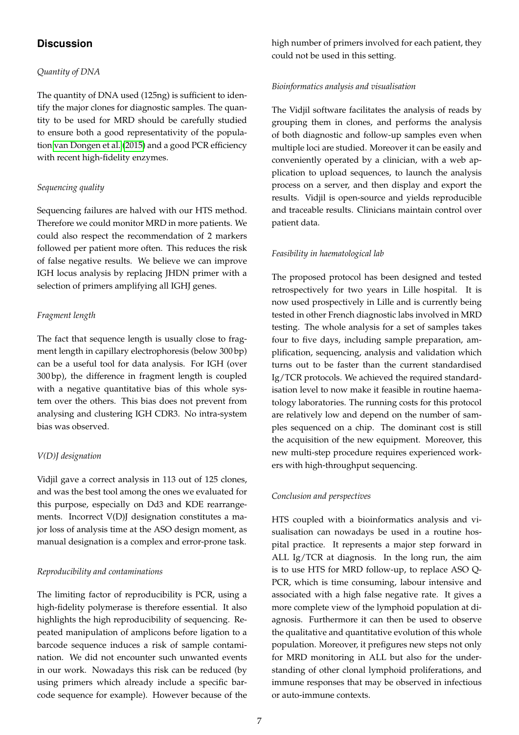## Discussion

*Quantity of DNA*

The quantity of DNA used (125ng) is sufficient to identify the major clones for diagnostic samples. The quantity to be used for MRD should be carefully studied to ensure both a good representativity of the population van Dongen et al. (2015) and a good PCR efficiency with recent high-fidelity enzymes.

*Sequencing quality*

Sequencing failures are halved with our HTS method. Therefore we could monitor MRD in more patients. We could also respect the recommendation of 2 markers followed per patient more often. This reduces the risk of false negative results. We believe we can improve IGH locus analysis by replacing JHDN primer with a selection of primers amplifying all IGHJ genes.

*Fragment length*

The fact that sequence length is usually close to fragment length in capillary electrophoresis (below 300 bp) can be a useful tool for data analysis. For IGH (over 300 bp), the difference in fragment length is coupled with a negative quantitative bias of this whole system over the others. This bias does not prevent from analysing and clustering IGH CDR3. No intra-system bias was observed.

*V(D)J designation*

Vidjil gave a correct analysis in 113 out of 125 clones, and was the best tool among the ones we evaluated for this purpose, especially on Dd3 and KDE rearrangements. Incorrect V(D)J designation constitutes a major loss of analysis time at the ASO design moment, as manual designation is a complex and error-prone task.

*Reproducibility and contaminations*

The limiting factor of reproducibility is PCR, using a high-fidelity polymerase is therefore essential. It also highlights the high reproducibility of sequencing. Repeated manipulation of amplicons before ligation to a barcode sequence induces a risk of sample contamination. We did not encounter such unwanted events in our work. Nowadays this risk can be reduced (by using primers which already include a specific barcode sequence for example). However because of the high number of primers involved for each patient, they could not be used in this setting.

*Bioinformatics analysis and visualisation*

The Vidjil software facilitates the analysis of reads by grouping them in clones, and performs the analysis of both diagnostic and follow-up samples even when multiple loci are studied. Moreover it can be easily and conveniently operated by a clinician, with a web application to upload sequences, to launch the analysis process on a server, and then display and export the results. Vidjil is open-source and yields reproducible and traceable results. Clinicians maintain control over patient data.

*Feasibility in haematological lab*

The proposed protocol has been designed and tested retrospectively for two years in Lille hospital. It is now used prospectively in Lille and is currently being tested in other French diagnostic labs involved in MRD testing. The whole analysis for a set of samples takes four to five days, including sample preparation, amplification, sequencing, analysis and validation which turns out to be faster than the current standardised Ig/TCR protocols. We achieved the required standardisation level to now make it feasible in routine haematology laboratories. The running costs for this protocol are relatively low and depend on the number of samples sequenced on a chip. The dominant cost is still the acquisition of the new equipment. Moreover, this new multi-step procedure requires experienced workers with high-throughput sequencing.

*Conclusion and perspectives*

HTS coupled with a bioinformatics analysis and visualisation can nowadays be used in a routine hospital practice. It represents a major step forward in ALL Ig/TCR at diagnosis. In the long run, the aim is to use HTS for MRD follow-up, to replace ASO Q-PCR, which is time consuming, labour intensive and associated with a high false negative rate. It gives a more complete view of the lymphoid population at diagnosis. Furthermore it can then be used to observe the qualitative and quantitative evolution of this whole population. Moreover, it prefigures new steps not only for MRD monitoring in ALL but also for the understanding of other clonal lymphoid proliferations, and immune responses that may be observed in infectious or auto-immune contexts.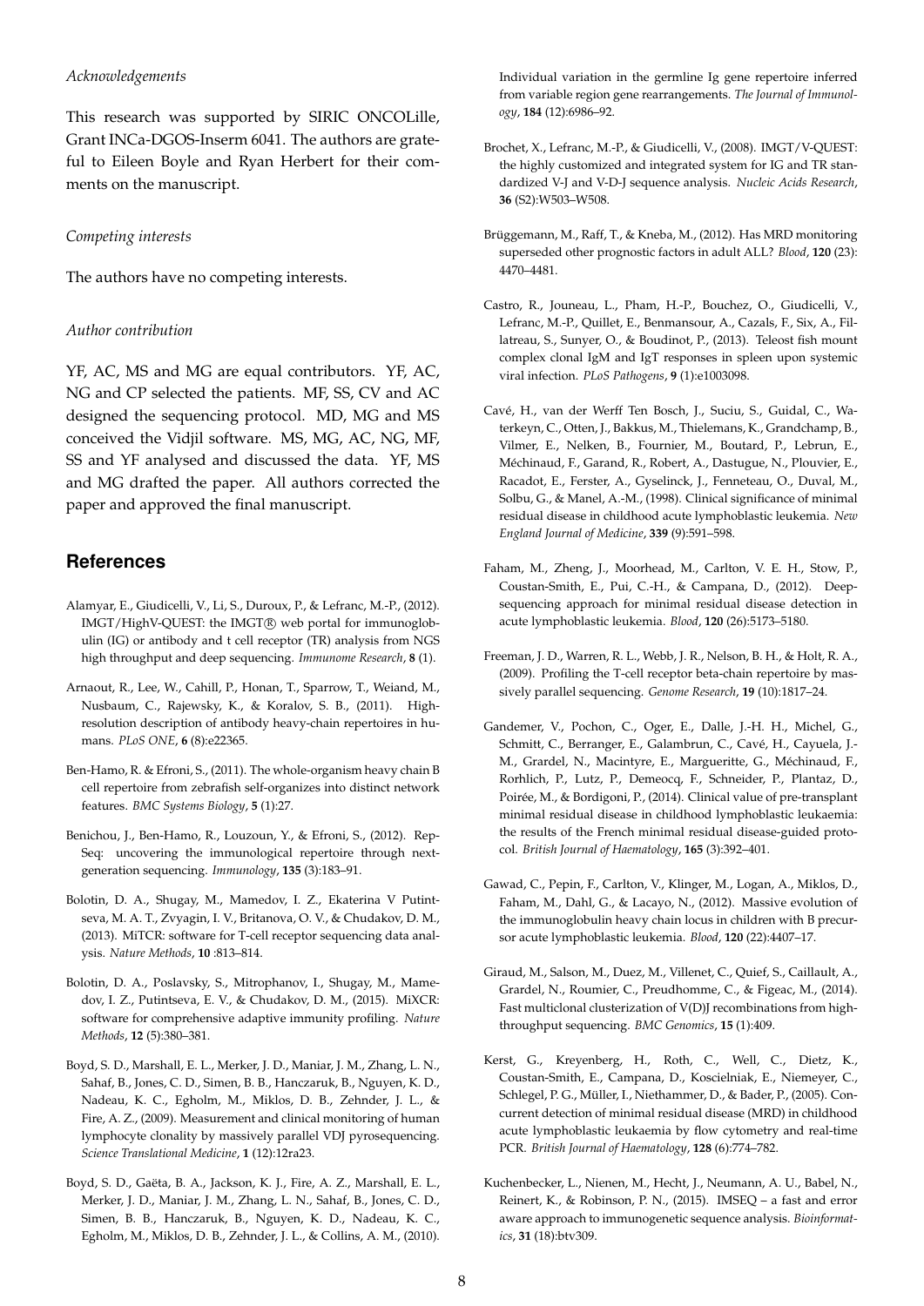*Acknowledgements*

This research was supported by SIRIC ONCOLille, Grant INCa-DGOS-Inserm 6041. The authors are grateful to Eileen Boyle and Ryan Herbert for their comments on the manuscript.

*Competing interests*

The authors have no competing interests.

*Author contribution*

YF, AC, MS and MG are equal contributors. YF, AC, NG and CP selected the patients. MF, SS, CV and AC designed the sequencing protocol. MD, MG and MS conceived the Vidjil software. MS, MG, AC, NG, MF, SS and YF analysed and discussed the data. YF, MS and MG drafted the paper. All authors corrected the paper and approved the final manuscript.

## References

Alamyar, E., Giudicelli, V., Li, S., Duroux, P., & Lefranc, M.-P., (2012). IMGT/HighV-QUEST: the IMGT® web portal for immunoglobulin (IG) or antibody and t cell receptor (TR) analysis from NGS high throughput and deep sequencing. *Immunome Research*, **8** (1).

Arnaout, R., Lee, W., Cahill, P., Honan, T., Sparrow, T., Weiand, M., Nusbaum, C., Rajewsky, K., & Koralov, S. B., (2011). High-resolution description of antibody heavy-chain repertoires in humans. *PLoS ONE*, **6** (8):e22365.

Ben-Hamo, R. & Efroni, S., (2011). The whole-organism heavy chain B cell repertoire from zebrafish self-organizes into distinct network features. *BMC Systems Biology*, **5** (1):27.

Benichou, J., Ben-Hamo, R., Louzoun, Y., & Efroni, S., (2012). Rep-Seq: uncovering the immunological repertoire through next-generation sequencing. *Immunology*, **135** (3):183–91.

Bolotin, D. A., Shugay, M., Mamedov, I. Z., Ekaterina V Putintseva, M. A. T., Zvyagin, I. V., Britanova, O. V., & Chudakov, D. M., (2013). MiTCR: software for T-cell receptor sequencing data analysis. *Nature Methods*, **10** :813–814.

Bolotin, D. A., Poslavsky, S., Mitrophanov, I., Shugay, M., Mamedov, I. Z., Putintseva, E. V., & Chudakov, D. M., (2015). MiXCR: software for comprehensive adaptive immunity profiling. *Nature Methods*, **12** (5):380–381.

Boyd, S. D., Marshall, E. L., Merker, J. D., Maniar, J. M., Zhang, L. N., Sahaf, B., Jones, C. D., Simen, B. B., Hanczaruk, B., Nguyen, K. D., Nadeau, K. C., Egholm, M., Miklos, D. B., Zehnder, J. L., & Fire, A. Z., (2009). Measurement and clinical monitoring of human lymphocyte clonality by massively parallel VDJ pyrosequencing. *Science Translational Medicine*, **1** (12):12ra23.

Boyd, S. D., Gaëta, B. A., Jackson, K. J., Fire, A. Z., Marshall, E. L., Merker, J. D., Maniar, J. M., Zhang, L. N., Sahaf, B., Jones, C. D., Simen, B. B., Hanczaruk, B., Nguyen, K. D., Nadeau, K. C., Egholm, M., Miklos, D. B., Zehnder, J. L., & Collins, A. M., (2010). Individual variation in the germline Ig gene repertoire inferred from variable region gene rearrangements. *The Journal of Immunology*, **184** (12):6986–92.

Brochet, X., Lefranc, M.-P., & Giudicelli, V., (2008). IMGT/V-QUEST: the highly customized and integrated system for IG and TR standardized V-J and V-D-J sequence analysis. *Nucleic Acids Research*, **36** (S2):W503–W508.

Brüggemann, M., Raff, T., & Kneba, M., (2012). Has MRD monitoring superseded other prognostic factors in adult ALL? *Blood*, **120** (23): 4470–4481.

Castro, R., Jouneau, L., Pham, H.-P., Bouchez, O., Giudicelli, V., Lefranc, M.-P., Quillet, E., Benmansour, A., Cazals, F., Six, A., Fillatreau, S., Sunyer, O., & Boudinot, P., (2013). Teleost fish mount complex clonal IgM and IgT responses in spleen upon systemic viral infection. *PLoS Pathogens*, **9** (1):e1003098.

Cavé, H., van der Werff Ten Bosch, J., Suciu, S., Guidal, C., Waterkeyn, C., Otten, J., Bakkus, M., Thielemans, K., Grandchamp, B., Vilmer, E., Nelken, B., Fournier, M., Boutard, P., Lebrun, E., Méchinaud, F., Garand, R., Robert, A., Dastugue, N., Plouvier, E., Racadot, E., Ferster, A., Gyselinck, J., Fenneteau, O., Duval, M., Solbu, G., & Manel, A.-M., (1998). Clinical significance of minimal residual disease in childhood acute lymphoblastic leukemia. *New England Journal of Medicine*, **339** (9):591–598.

Faham, M., Zheng, J., Moorhead, M., Carlton, V. E. H., Stow, P., Coustan-Smith, E., Pui, C.-H., & Campana, D., (2012). Deep-sequencing approach for minimal residual disease detection in acute lymphoblastic leukemia. *Blood*, **120** (26):5173–5180.

Freeman, J. D., Warren, R. L., Webb, J. R., Nelson, B. H., & Holt, R. A., (2009). Profiling the T-cell receptor beta-chain repertoire by massively parallel sequencing. *Genome Research*, **19** (10):1817–24.

Gandemer, V., Pochon, C., Oger, E., Dalle, J.-H. H., Michel, G., Schmitt, C., Berranger, E., Galambrun, C., Cavé, H., Cayuela, J.-M., Grardel, N., Macintyre, E., Margueritte, G., Méchinaud, F., Rorhlich, P., Lutz, P., Demeocq, F., Schneider, P., Plantaz, D., Poirée, M., & Bordigoni, P., (2014). Clinical value of pre-transplant minimal residual disease in childhood lymphoblastic leukaemia: the results of the French minimal residual disease-guided protocol. *British Journal of Haematology*, **165** (3):392–401.

Gawad, C., Pepin, F., Carlton, V., Klinger, M., Logan, A., Miklos, D., Faham, M., Dahl, G., & Lacayo, N., (2012). Massive evolution of the immunoglobulin heavy chain locus in children with B precursor acute lymphoblastic leukemia. *Blood*, **120** (22):4407–17.

Giraud, M., Salson, M., Duez, M., Villenet, C., Quief, S., Caillault, A., Grardel, N., Roumier, C., Preudhomme, C., & Figeac, M., (2014). Fast multiclonal clusterization of V(D)J recombinations from high-throughput sequencing. *BMC Genomics*, **15** (1):409.

Kerst, G., Kreyenberg, H., Roth, C., Well, C., Dietz, K., Coustan-Smith, E., Campana, D., Koscielniak, E., Niemeyer, C., Schlegel, P. G., Müller, I., Niethammer, D., & Bader, P., (2005). Concurrent detection of minimal residual disease (MRD) in childhood acute lymphoblastic leukaemia by flow cytometry and real-time PCR. *British Journal of Haematology*, **128** (6):774–782.

Kuchenbecker, L., Nienen, M., Hecht, J., Neumann, A. U., Babel, N., Reinert, K., & Robinson, P. N., (2015). IMSEQ – a fast and error aware approach to immunogenetic sequence analysis. *Bioinformatics*, **31** (18):btv309.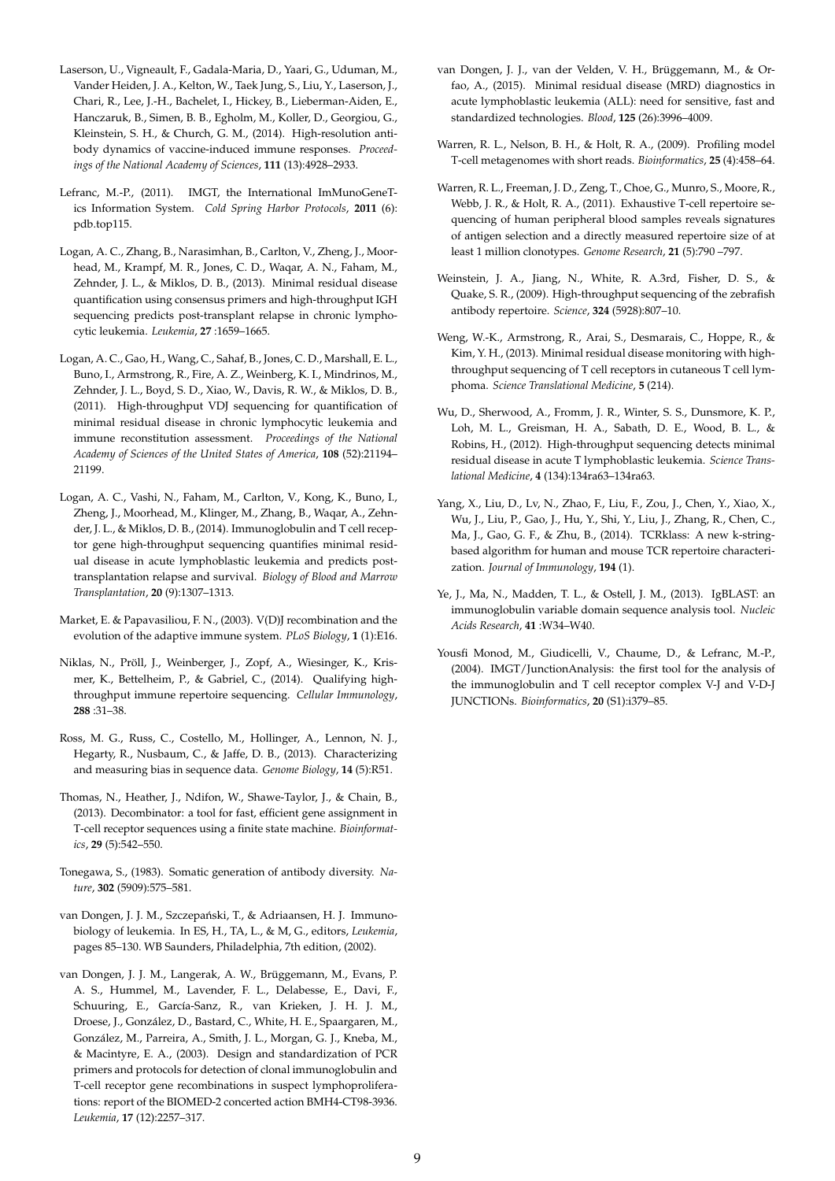Laserson, U., Vigneault, F., Gadala-Maria, D., Yaari, G., Uduman, M., Vander Heiden, J. A., Kelton, W., Taek Jung, S., Liu, Y., Laserson, J., Chari, R., Lee, J.-H., Bachelet, I., Hickey, B., Lieberman-Aiden, E., Hanczaruk, B., Simen, B. B., Egholm, M., Koller, D., Georgiou, G., Kleinstein, S. H., & Church, G. M., (2014). High-resolution antibody dynamics of vaccine-induced immune responses. *Proceedings of the National Academy of Sciences*, **111** (13):4928–2933.

Lefranc, M.-P., (2011). IMGT, the International ImMunoGeneTics Information System. *Cold Spring Harbor Protocols*, **2011** (6): pdb.top115.

Logan, A. C., Zhang, B., Narasimhan, B., Carlton, V., Zheng, J., Moorhead, M., Krampf, M. R., Jones, C. D., Waqar, A. N., Faham, M., Zehnder, J. L., & Miklos, D. B., (2013). Minimal residual disease quantification using consensus primers and high-throughput IGH sequencing predicts post-transplant relapse in chronic lymphocytic leukemia. *Leukemia*, **27** :1659–1665.

Logan, A. C., Gao, H., Wang, C., Sahaf, B., Jones, C. D., Marshall, E. L., Buno, I., Armstrong, R., Fire, A. Z., Weinberg, K. I., Mindrinos, M., Zehnder, J. L., Boyd, S. D., Xiao, W., Davis, R. W., & Miklos, D. B., (2011). High-throughput VDJ sequencing for quantification of minimal residual disease in chronic lymphocytic leukemia and immune reconstitution assessment. *Proceedings of the National Academy of Sciences of the United States of America*, **108** (52):21194–21199.

Logan, A. C., Vashi, N., Faham, M., Carlton, V., Kong, K., Buno, I., Zheng, J., Moorhead, M., Klinger, M., Zhang, B., Waqar, A., Zehnder, J. L., & Miklos, D. B., (2014). Immunoglobulin and T cell receptor gene high-throughput sequencing quantifies minimal residual disease in acute lymphoblastic leukemia and predicts post-transplantation relapse and survival. *Biology of Blood and Marrow Transplantation*, **20** (9):1307–1313.

Market, E. & Papavasiliou, F. N., (2003). V(D)J recombination and the evolution of the adaptive immune system. *PLoS Biology*, **1** (1):E16.

Niklas, N., Pröll, J., Weinberger, J., Zopf, A., Wiesinger, K., Krismer, K., Bettelheim, P., & Gabriel, C., (2014). Qualifying high-throughput immune repertoire sequencing. *Cellular Immunology*, **288** :31–38.

Ross, M. G., Russ, C., Costello, M., Hollinger, A., Lennon, N. J., Hegarty, R., Nusbaum, C., & Jaffe, D. B., (2013). Characterizing and measuring bias in sequence data. *Genome Biology*, **14** (5):R51.

Thomas, N., Heather, J., Ndifon, W., Shawe-Taylor, J., & Chain, B., (2013). Decombinator: a tool for fast, efficient gene assignment in T-cell receptor sequences using a finite state machine. *Bioinformatics*, **29** (5):542–550.

Tonegawa, S., (1983). Somatic generation of antibody diversity. *Nature*, **302** (5909):575–581.

van Dongen, J. J. M., Szczepański, T., & Adriaansen, H. J. Immunobiology of leukemia. In ES, H., TA, L., & M, G., editors, *Leukemia*, pages 85–130. WB Saunders, Philadelphia, 7th edition, (2002).

van Dongen, J. J. M., Langerak, A. W., Brüggemann, M., Evans, P. A. S., Hummel, M., Lavender, F. L., Delabesse, E., Davi, F., Schuuring, E., García-Sanz, R., van Krieken, J. H. J. M., Droese, J., González, D., Bastard, C., White, H. E., Spaargaren, M., González, M., Parreira, A., Smith, J. L., Morgan, G. J., Kneba, M., & Macintyre, E. A., (2003). Design and standardization of PCR primers and protocols for detection of clonal immunoglobulin and T-cell receptor gene recombinations in suspect lymphoproliferations: report of the BIOMED-2 concerted action BMH4-CT98-3936. *Leukemia*, **17** (12):2257–317.

van Dongen, J. J., van der Velden, V. H., Brüggemann, M., & Orfao, A., (2015). Minimal residual disease (MRD) diagnostics in acute lymphoblastic leukemia (ALL): need for sensitive, fast and standardized technologies. *Blood*, **125** (26):3996–4009.

Warren, R. L., Nelson, B. H., & Holt, R. A., (2009). Profiling model T-cell metagenomes with short reads. *Bioinformatics*, **25** (4):458–64.

Warren, R. L., Freeman, J. D., Zeng, T., Choe, G., Munro, S., Moore, R., Webb, J. R., & Holt, R. A., (2011). Exhaustive T-cell repertoire sequencing of human peripheral blood samples reveals signatures of antigen selection and a directly measured repertoire size of at least 1 million clonotypes. *Genome Research*, **21** (5):790 –797.

Weinstein, J. A., Jiang, N., White, R. A.3rd, Fisher, D. S., & Quake, S. R., (2009). High-throughput sequencing of the zebrafish antibody repertoire. *Science*, **324** (5928):807–10.

Weng, W.-K., Armstrong, R., Arai, S., Desmarais, C., Hoppe, R., & Kim, Y. H., (2013). Minimal residual disease monitoring with high-throughput sequencing of T cell receptors in cutaneous T cell lymphoma. *Science Translational Medicine*, **5** (214).

Wu, D., Sherwood, A., Fromm, J. R., Winter, S. S., Dunsmore, K. P., Loh, M. L., Greisman, H. A., Sabath, D. E., Wood, B. L., & Robins, H., (2012). High-throughput sequencing detects minimal residual disease in acute T lymphoblastic leukemia. *Science Translational Medicine*, **4** (134):134ra63–134ra63.

Yang, X., Liu, D., Lv, N., Zhao, F., Liu, F., Zou, J., Chen, Y., Xiao, X., Wu, J., Liu, P., Gao, J., Hu, Y., Shi, Y., Liu, J., Zhang, R., Chen, C., Ma, J., Gao, G. F., & Zhu, B., (2014). TCRklass: A new k-string-based algorithm for human and mouse TCR repertoire characterization. *Journal of Immunology*, **194** (1).

Ye, J., Ma, N., Madden, T. L., & Ostell, J. M., (2013). IgBLAST: an immunoglobulin variable domain sequence analysis tool. *Nucleic Acids Research*, **41** :W34–W40.

Yousfi Monod, M., Giudicelli, V., Chaume, D., & Lefranc, M.-P., (2004). IMGT/JunctionAnalysis: the first tool for the analysis of the immunoglobulin and T cell receptor complex V-J and V-D-J JUNCTIONs. *Bioinformatics*, **20** (S1):i379–85.